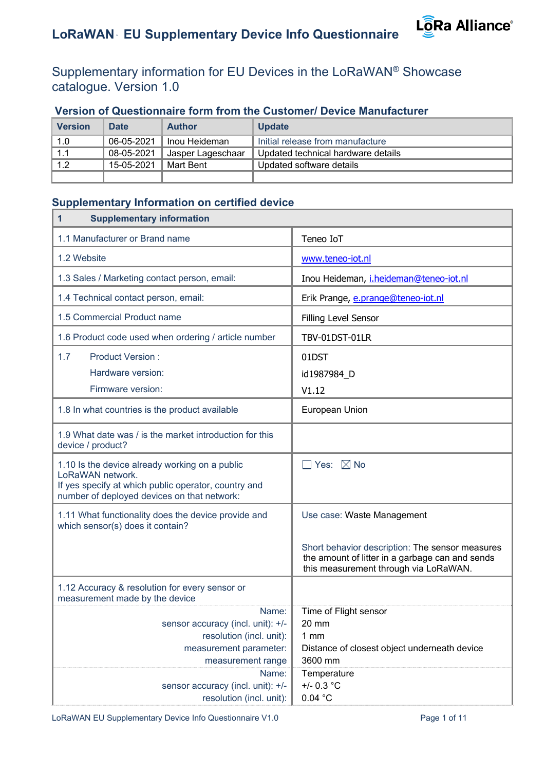# LoRaWAN® EU Supplementary Device Info Questionnaire

Supplementary information for EU Devices in the LoRaWAN® Showcase catalogue. Version 1.0

## Version of Questionnaire form from the Customer/ Device Manufacturer

| Version | Date | Author | Update |
|---|---|---|---|
| 1.0 | 06-05-2021 | Inou Heideman | Initial release from manufacture |
| 1.1 | 08-05-2021 | Jasper Lageschaar | Updated technical hardware details |
| 1.2 | 15-05-2021 | Mart Bent | Updated software details |
| | | | |

## Supplementary Information on certified device

| 1 Supplementary information | |
|---|---|
| 1.1 Manufacturer or Brand name | Teneo IoT |
| 1.2 Website | www.teneo-iot.nl |
| 1.3 Sales / Marketing contact person, email: | Inou Heideman, i.heideman@teneo-iot.nl |
| 1.4 Technical contact person, email: | Erik Prange, e.prange@teneo-iot.nl |
| 1.5 Commercial Product name | Filling Level Sensor |
| 1.6 Product code used when ordering / article number | TBV-01DST-01LR |
| 1.7 Product Version : | 01DST |
| Hardware version: | id1987984_D |
| Firmware version: | V1.12 |
| 1.8 In what countries is the product available | European Union |
| 1.9 What date was / is the market introduction for this device / product? | |
| 1.10 Is the device already working on a public LoRaWAN network. If yes specify at which public operator, country and number of deployed devices on that network: | ☐ Yes: ☒ No |
| 1.11 What functionality does the device provide and which sensor(s) does it contain? | Use case: Waste Management<br><br>Short behavior description: The sensor measures the amount of litter in a garbage can and sends this measurement through via LoRaWAN. |
| 1.12 Accuracy & resolution for every sensor or measurement made by the device | |
| Name: | Time of Flight sensor |
| sensor accuracy (incl. unit): +/- | 20 mm |
| resolution (incl. unit): | 1 mm |
| measurement parameter: | Distance of closest object underneath device |
| measurement range | 3600 mm |
| Name: | Temperature |
| sensor accuracy (incl. unit): +/- | +/- 0.3 °C |
| resolution (incl. unit): | 0.04 °C |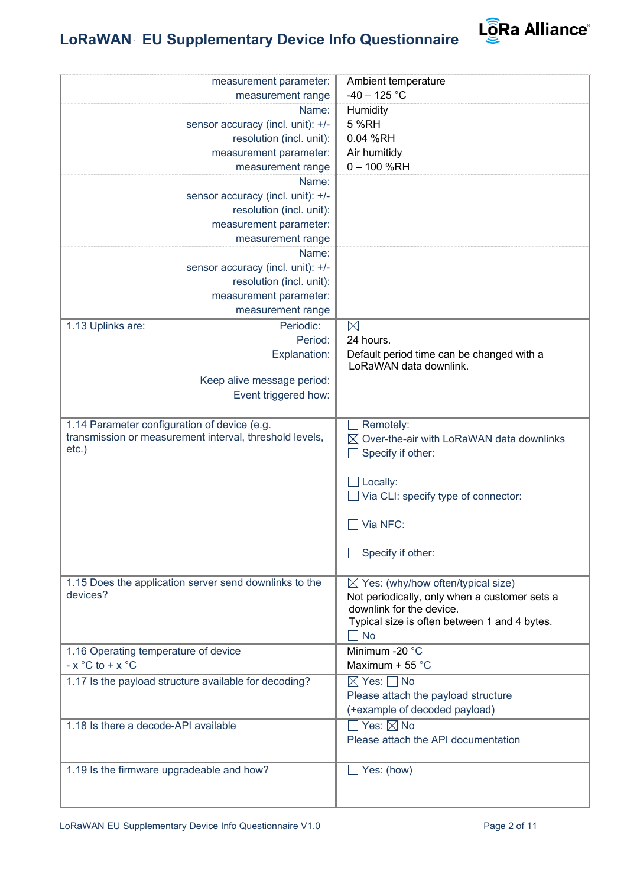| | |
|---|---|
| measurement parameter:<br>measurement range | Ambient temperature<br>-40 – 125 °C |
| Name:<br>sensor accuracy (incl. unit): +/-<br>resolution (incl. unit):<br>measurement parameter:<br>measurement range | Humidity<br>5 %RH<br>0.04 %RH<br>Air humitidy<br>0 – 100 %RH |
| Name:<br>sensor accuracy (incl. unit): +/-<br>resolution (incl. unit):<br>measurement parameter:<br>measurement range | |
| Name:<br>sensor accuracy (incl. unit): +/-<br>resolution (incl. unit):<br>measurement parameter:<br>measurement range | |
| 1.13 Uplinks are: Periodic:<br>Period:<br>Explanation:<br><br>Keep alive message period:<br>Event triggered how: | ☒<br>24 hours.<br>Default period time can be changed with a LoRaWAN data downlink. |
| 1.14 Parameter configuration of device (e.g. transmission or measurement interval, threshold levels, etc.) | ☐ Remotely:<br>☒ Over-the-air with LoRaWAN data downlinks<br>☐ Specify if other:<br><br>☐ Locally:<br>☐ Via CLI: specify type of connector:<br><br>☐ Via NFC:<br><br>☐ Specify if other: |
| 1.15 Does the application server send downlinks to the devices? | ☒ Yes: (why/how often/typical size)<br>Not periodically, only when a customer sets a downlink for the device.<br>Typical size is often between 1 and 4 bytes.<br>☐ No |
| 1.16 Operating temperature of device<br>- x °C to + x °C | Minimum -20 °C<br>Maximum + 55 °C |
| 1.17 Is the payload structure available for decoding? | ☒ Yes: ☐ No<br>Please attach the payload structure (+example of decoded payload) |
| 1.18 Is there a decode-API available | ☐ Yes: ☒ No<br>Please attach the API documentation |
| 1.19 Is the firmware upgradeable and how? | ☐ Yes: (how) |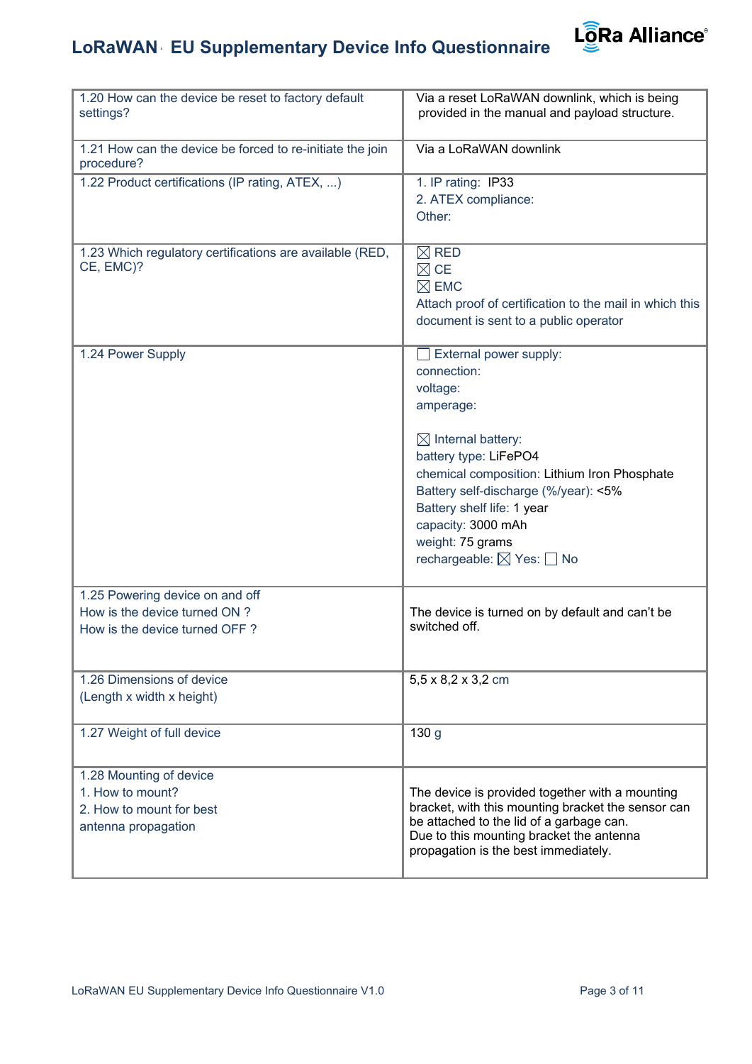| 1.20 How can the device be reset to factory default settings? | Via a reset LoRaWAN downlink, which is being provided in the manual and payload structure. |
|---|---|
| 1.21 How can the device be forced to re-initiate the join procedure? | Via a LoRaWAN downlink |
| 1.22 Product certifications (IP rating, ATEX, ...) | 1. IP rating: IP33<br>2. ATEX compliance:<br>Other: |
| 1.23 Which regulatory certifications are available (RED, CE, EMC)? | ☒ RED<br>☒ CE<br>☒ EMC<br>Attach proof of certification to the mail in which this document is sent to a public operator |
| 1.24 Power Supply | ☐ External power supply:<br>connection:<br>voltage:<br>amperage:<br><br>☒ Internal battery:<br>battery type: LiFePO4<br>chemical composition: Lithium Iron Phosphate<br>Battery self-discharge (%/year): <5%<br>Battery shelf life: 1 year<br>capacity: 3000 mAh<br>weight: 75 grams<br>rechargeable: ☒ Yes: ☐ No |
| 1.25 Powering device on and off<br>How is the device turned ON ?<br>How is the device turned OFF ? | The device is turned on by default and can't be switched off. |
| 1.26 Dimensions of device<br>(Length x width x height) | 5,5 x 8,2 x 3,2 cm |
| 1.27 Weight of full device | 130 g |
| 1.28 Mounting of device<br>1. How to mount?<br>2. How to mount for best antenna propagation | The device is provided together with a mounting bracket, with this mounting bracket the sensor can be attached to the lid of a garbage can.<br>Due to this mounting bracket the antenna propagation is the best immediately. |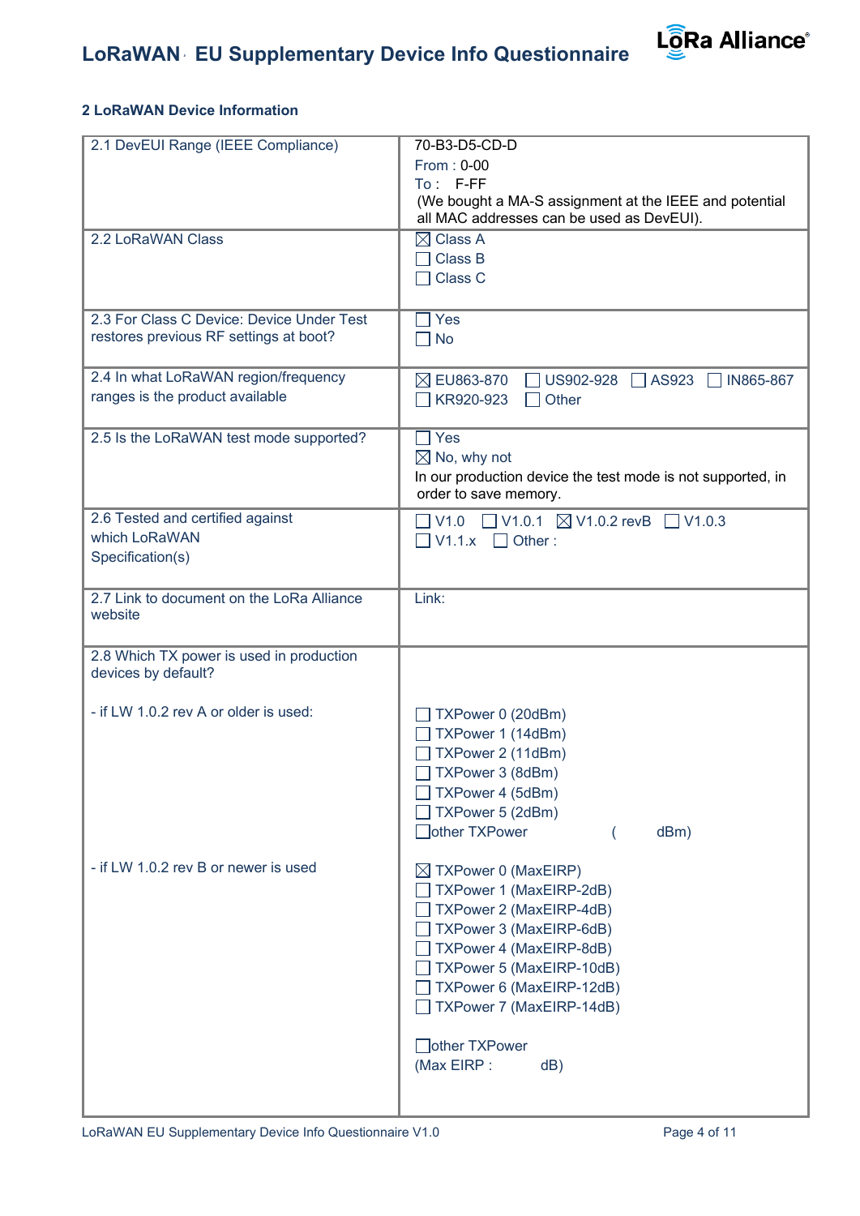### 2 LoRaWAN Device Information

| | |
|---|---|
| 2.1 DevEUI Range (IEEE Compliance) | 70-B3-D5-CD-D<br>From : 0-00<br>To : F-FF<br>(We bought a MA-S assignment at the IEEE and potential all MAC addresses can be used as DevEUI). |
| 2.2 LoRaWAN Class | ☒ Class A<br>☐ Class B<br>☐ Class C |
| 2.3 For Class C Device: Device Under Test restores previous RF settings at boot? | ☐ Yes<br>☐ No |
| 2.4 In what LoRaWAN region/frequency ranges is the product available | ☒ EU863-870 ☐ US902-928 ☐ AS923 ☐ IN865-867<br>☐ KR920-923 ☐ Other |
| 2.5 Is the LoRaWAN test mode supported? | ☐ Yes<br>☒ No, why not<br>In our production device the test mode is not supported, in order to save memory. |
| 2.6 Tested and certified against which LoRaWAN Specification(s) | ☐ V1.0 ☐ V1.0.1 ☒ V1.0.2 revB ☐ V1.0.3<br>☐ V1.1.x ☐ Other : |
| 2.7 Link to document on the LoRa Alliance website | Link: |
| 2.8 Which TX power is used in production devices by default?<br><br>- if LW 1.0.2 rev A or older is used:<br><br>- if LW 1.0.2 rev B or newer is used | ☐ TXPower 0 (20dBm)<br>☐ TXPower 1 (14dBm)<br>☐ TXPower 2 (11dBm)<br>☐ TXPower 3 (8dBm)<br>☐ TXPower 4 (5dBm)<br>☐ TXPower 5 (2dBm)<br>☐ other TXPower ( dBm)<br><br>☒ TXPower 0 (MaxEIRP)<br>☐ TXPower 1 (MaxEIRP-2dB)<br>☐ TXPower 2 (MaxEIRP-4dB)<br>☐ TXPower 3 (MaxEIRP-6dB)<br>☐ TXPower 4 (MaxEIRP-8dB)<br>☐ TXPower 5 (MaxEIRP-10dB)<br>☐ TXPower 6 (MaxEIRP-12dB)<br>☐ TXPower 7 (MaxEIRP-14dB)<br><br>☐ other TXPower<br>(Max EIRP : dB) |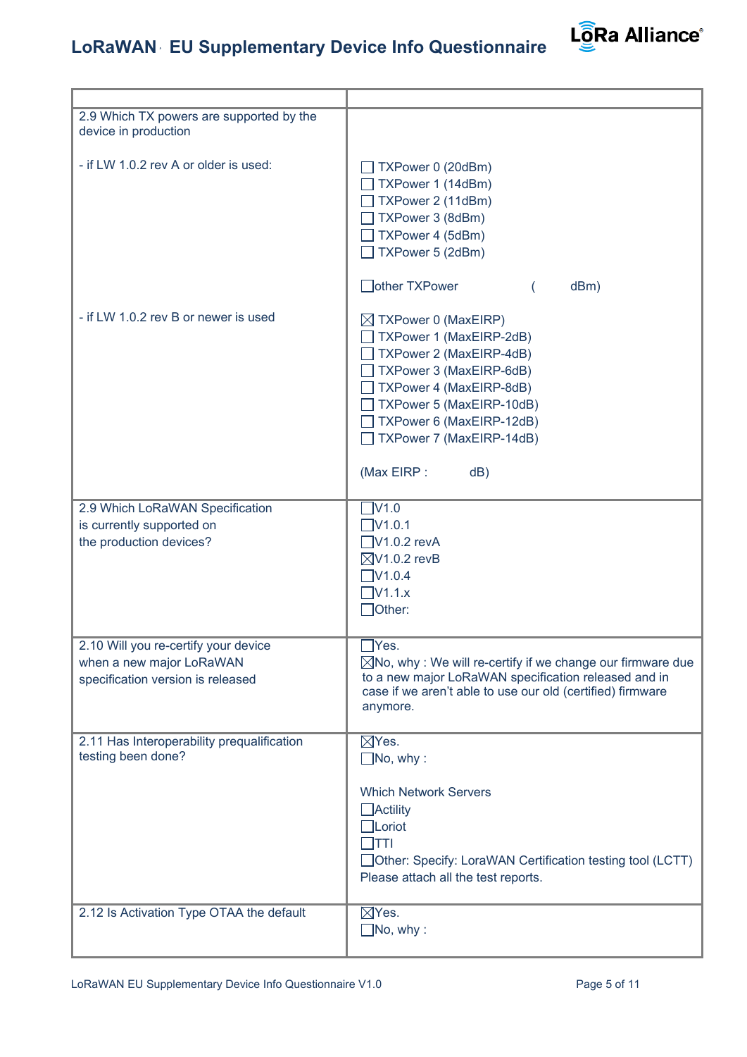| | |
|---|---|
| 2.9 Which TX powers are supported by the device in production<br><br>- if LW 1.0.2 rev A or older is used:<br><br><br><br><br><br><br><br>- if LW 1.0.2 rev B or newer is used | <br><br>☐ TXPower 0 (20dBm)<br>☐ TXPower 1 (14dBm)<br>☐ TXPower 2 (11dBm)<br>☐ TXPower 3 (8dBm)<br>☐ TXPower 4 (5dBm)<br>☐ TXPower 5 (2dBm)<br><br>☐other TXPower ( dBm)<br><br>☒ TXPower 0 (MaxEIRP)<br>☐ TXPower 1 (MaxEIRP-2dB)<br>☐ TXPower 2 (MaxEIRP-4dB)<br>☐ TXPower 3 (MaxEIRP-6dB)<br>☐ TXPower 4 (MaxEIRP-8dB)<br>☐ TXPower 5 (MaxEIRP-10dB)<br>☐ TXPower 6 (MaxEIRP-12dB)<br>☐ TXPower 7 (MaxEIRP-14dB)<br><br>(Max EIRP : dB) |
| 2.9 Which LoRaWAN Specification is currently supported on the production devices? | ☐V1.0<br>☐V1.0.1<br>☐V1.0.2 revA<br>☒V1.0.2 revB<br>☐V1.0.4<br>☐V1.1.x<br>☐Other: |
| 2.10 Will you re-certify your device when a new major LoRaWAN specification version is released | ☐Yes.<br>☒No, why : We will re-certify if we change our firmware due to a new major LoRaWAN specification released and in case if we aren't able to use our old (certified) firmware anymore. |
| 2.11 Has Interoperability prequalification testing been done? | ☒Yes.<br>☐No, why :<br><br>Which Network Servers<br>☐Actility<br>☐Loriot<br>☐TTI<br>☐Other: Specify: LoraWAN Certification testing tool (LCTT)<br>Please attach all the test reports. |
| 2.12 Is Activation Type OTAA the default | ☒Yes.<br>☐No, why : |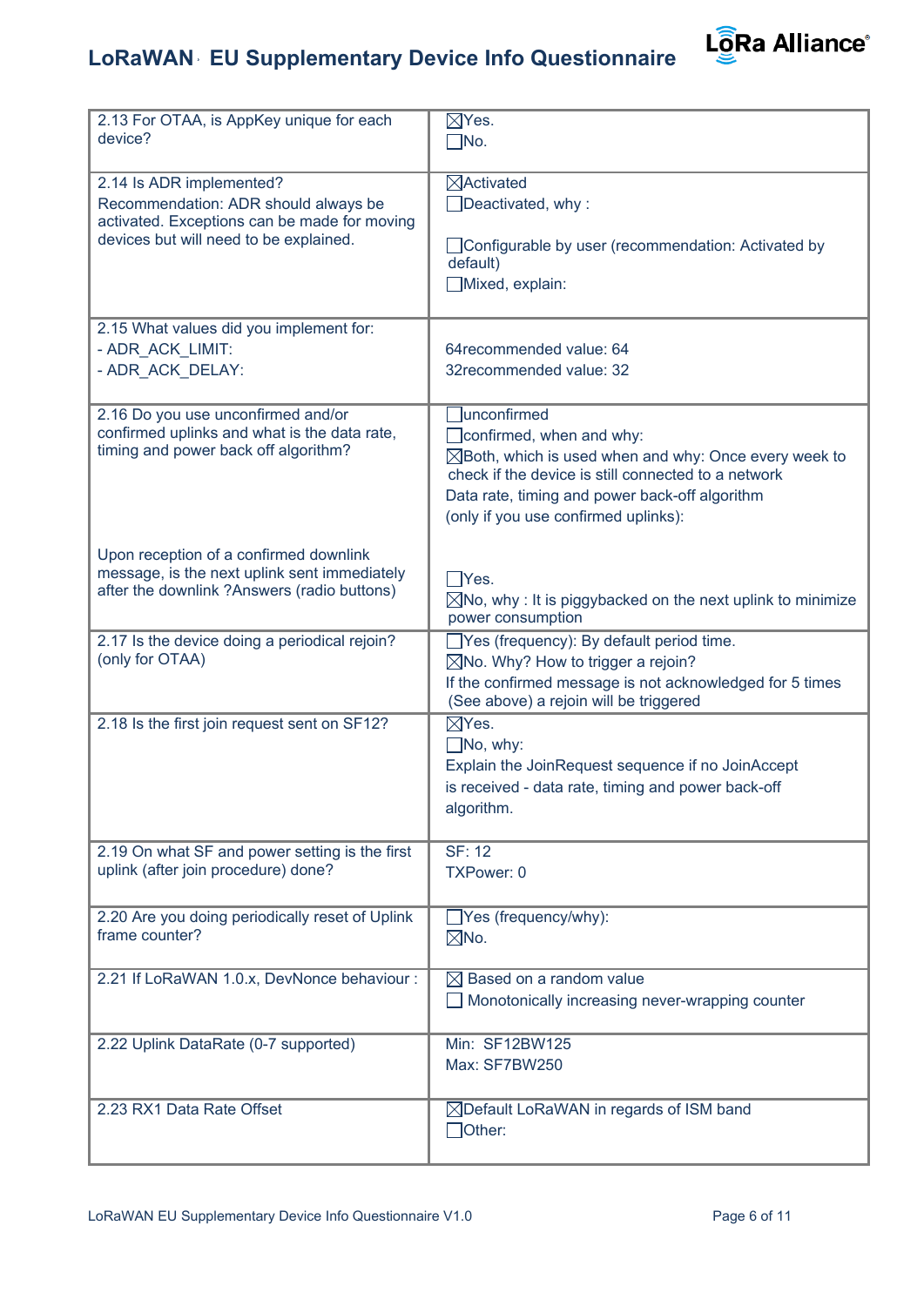| | |
|---|---|
| 2.13 For OTAA, is AppKey unique for each device? | ☒Yes.<br>☐No. |
| 2.14 Is ADR implemented?<br>Recommendation: ADR should always be activated. Exceptions can be made for moving devices but will need to be explained. | ☒Activated<br>☐Deactivated, why :<br><br>☐Configurable by user (recommendation: Activated by default)<br>☐Mixed, explain: |
| 2.15 What values did you implement for:<br>- ADR_ACK_LIMIT:<br>- ADR_ACK_DELAY: | <br>64recommended value: 64<br>32recommended value: 32 |
| 2.16 Do you use unconfirmed and/or confirmed uplinks and what is the data rate, timing and power back off algorithm?<br><br><br><br><br>Upon reception of a confirmed downlink message, is the next uplink sent immediately after the downlink ?Answers (radio buttons) | ☐unconfirmed<br>☐confirmed, when and why:<br>☒Both, which is used when and why: Once every week to check if the device is still connected to a network<br>Data rate, timing and power back-off algorithm<br>(only if you use confirmed uplinks):<br><br><br>☐Yes.<br>☒No, why : It is piggybacked on the next uplink to minimize power consumption |
| 2.17 Is the device doing a periodical rejoin? (only for OTAA) | ☐Yes (frequency): By default period time.<br>☒No. Why? How to trigger a rejoin?<br>If the confirmed message is not acknowledged for 5 times (See above) a rejoin will be triggered |
| 2.18 Is the first join request sent on SF12? | ☒Yes.<br>☐No, why:<br>Explain the JoinRequest sequence if no JoinAccept is received - data rate, timing and power back-off algorithm. |
| 2.19 On what SF and power setting is the first uplink (after join procedure) done? | SF: 12<br>TXPower: 0 |
| 2.20 Are you doing periodically reset of Uplink frame counter? | ☐Yes (frequency/why):<br>☒No. |
| 2.21 If LoRaWAN 1.0.x, DevNonce behaviour : | ☒ Based on a random value<br>☐ Monotonically increasing never-wrapping counter |
| 2.22 Uplink DataRate (0-7 supported) | Min: SF12BW125<br>Max: SF7BW250 |
| 2.23 RX1 Data Rate Offset | ☒Default LoRaWAN in regards of ISM band<br>☐Other: |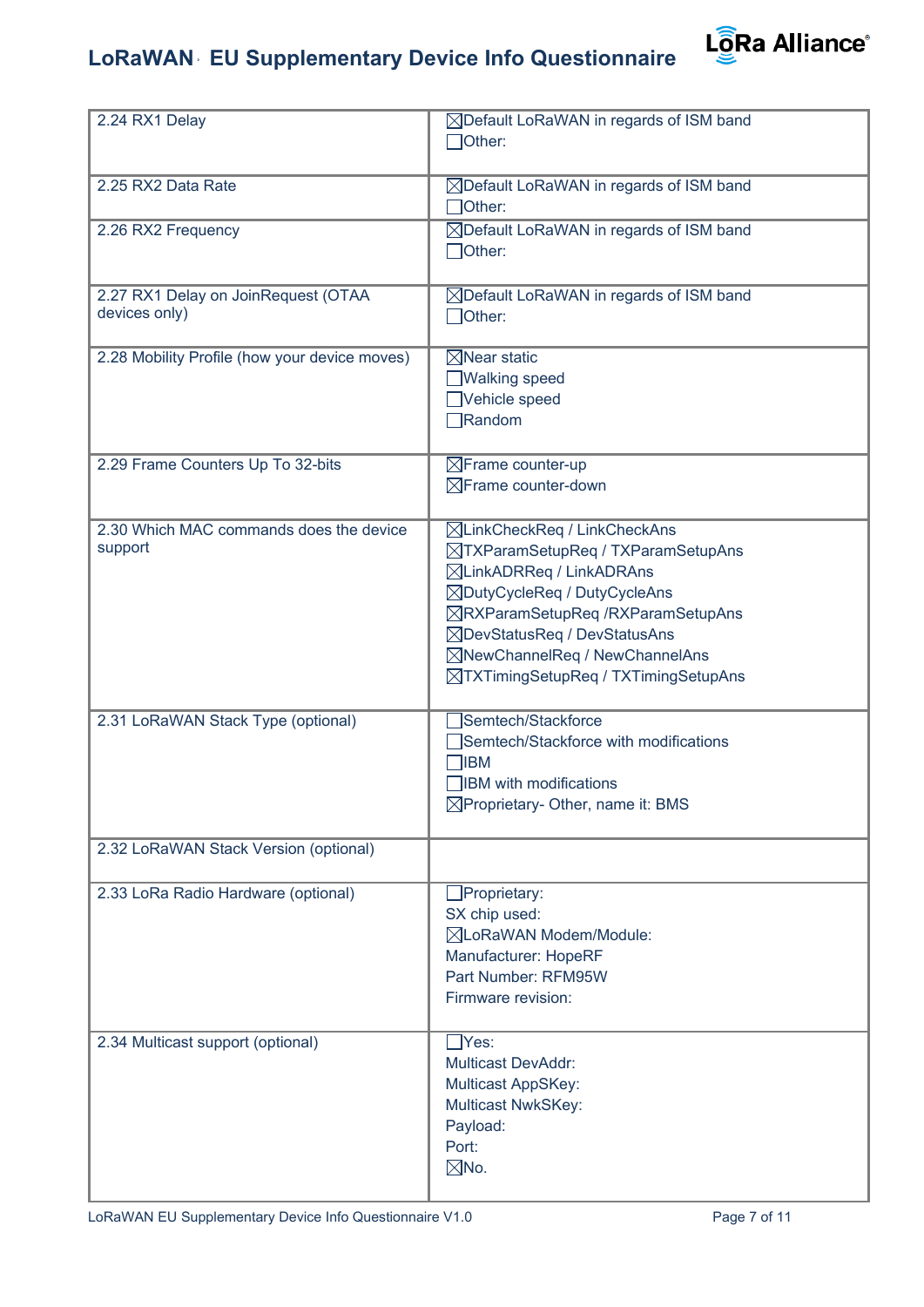| | |
|---|---|
| 2.24 RX1 Delay | ☒Default LoRaWAN in regards of ISM band<br>☐Other: |
| 2.25 RX2 Data Rate | ☒Default LoRaWAN in regards of ISM band<br>☐Other: |
| 2.26 RX2 Frequency | ☒Default LoRaWAN in regards of ISM band<br>☐Other: |
| 2.27 RX1 Delay on JoinRequest (OTAA devices only) | ☒Default LoRaWAN in regards of ISM band<br>☐Other: |
| 2.28 Mobility Profile (how your device moves) | ☒Near static<br>☐Walking speed<br>☐Vehicle speed<br>☐Random |
| 2.29 Frame Counters Up To 32-bits | ☒Frame counter-up<br>☒Frame counter-down |
| 2.30 Which MAC commands does the device support | ☒LinkCheckReq / LinkCheckAns<br>☒TXParamSetupReq / TXParamSetupAns<br>☒LinkADRReq / LinkADRAns<br>☒DutyCycleReq / DutyCycleAns<br>☒RXParamSetupReq /RXParamSetupAns<br>☒DevStatusReq / DevStatusAns<br>☒NewChannelReq / NewChannelAns<br>☒TXTimingSetupReq / TXTimingSetupAns |
| 2.31 LoRaWAN Stack Type (optional) | ☐Semtech/Stackforce<br>☐Semtech/Stackforce with modifications<br>☐IBM<br>☐IBM with modifications<br>☒Proprietary- Other, name it: BMS |
| 2.32 LoRaWAN Stack Version (optional) | |
| 2.33 LoRa Radio Hardware (optional) | ☐Proprietary:<br>SX chip used:<br>☒LoRaWAN Modem/Module:<br>Manufacturer: HopeRF<br>Part Number: RFM95W<br>Firmware revision: |
| 2.34 Multicast support (optional) | ☐Yes:<br>Multicast DevAddr:<br>Multicast AppSKey:<br>Multicast NwkSKey:<br>Payload:<br>Port:<br>☒No. |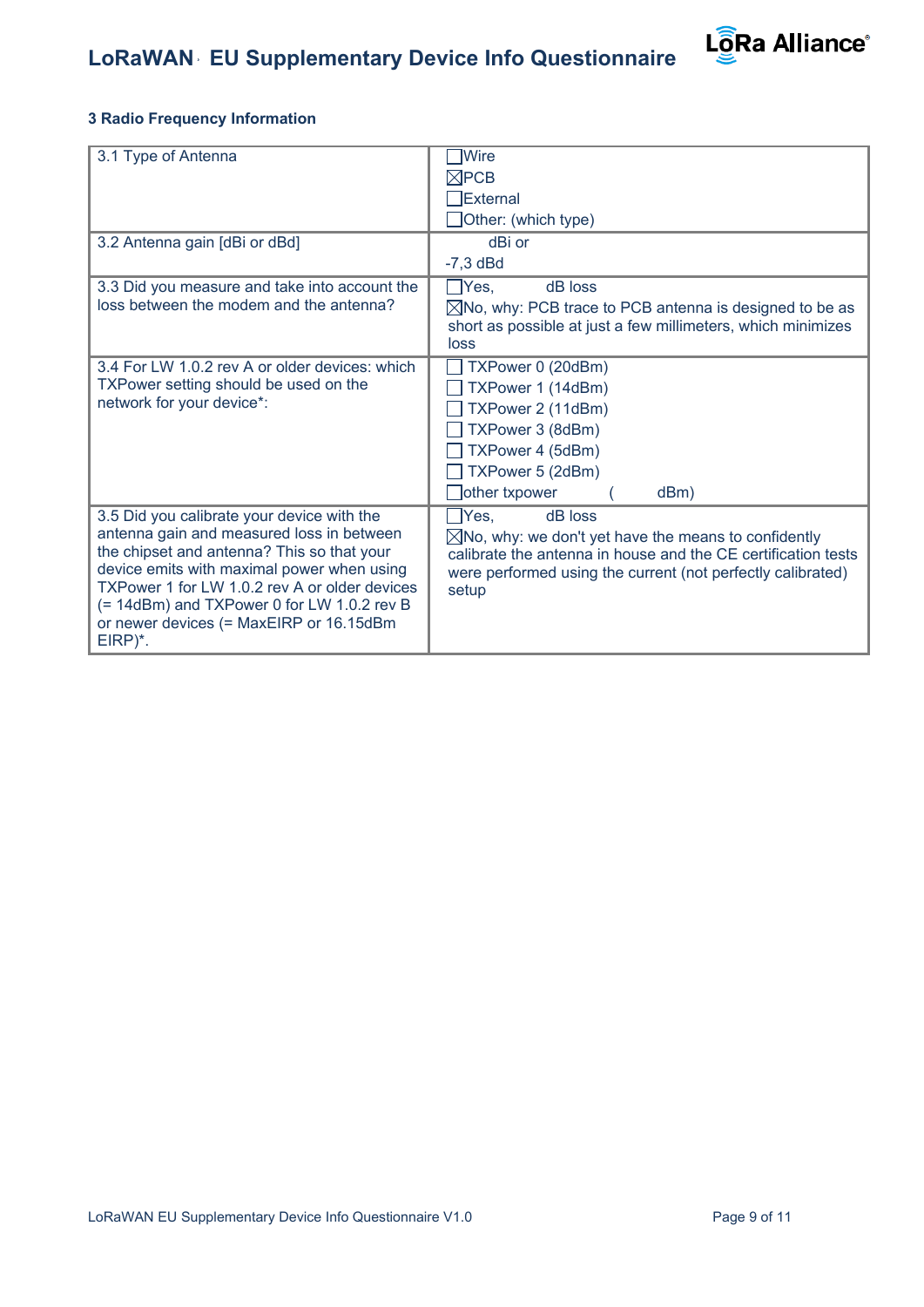### 3 Radio Frequency Information

| | |
|---|---|
| 3.1 Type of Antenna | ☐Wire<br>☒PCB<br>☐External<br>☐Other: (which type) |
| 3.2 Antenna gain [dBi or dBd] | dBi or<br>-7,3 dBd |
| 3.3 Did you measure and take into account the loss between the modem and the antenna? | ☐Yes, dB loss<br>☒No, why: PCB trace to PCB antenna is designed to be as short as possible at just a few millimeters, which minimizes loss |
| 3.4 For LW 1.0.2 rev A or older devices: which TXPower setting should be used on the network for your device*: | ☐ TXPower 0 (20dBm)<br>☐ TXPower 1 (14dBm)<br>☐ TXPower 2 (11dBm)<br>☐ TXPower 3 (8dBm)<br>☐ TXPower 4 (5dBm)<br>☐ TXPower 5 (2dBm)<br>☐other txpower ( dBm) |
| 3.5 Did you calibrate your device with the antenna gain and measured loss in between the chipset and antenna? This so that your device emits with maximal power when using TXPower 1 for LW 1.0.2 rev A or older devices (= 14dBm) and TXPower 0 for LW 1.0.2 rev B or newer devices (= MaxEIRP or 16.15dBm EIRP)*. | ☐Yes, dB loss<br>☒No, why: we don't yet have the means to confidently calibrate the antenna in house and the CE certification tests were performed using the current (not perfectly calibrated) setup |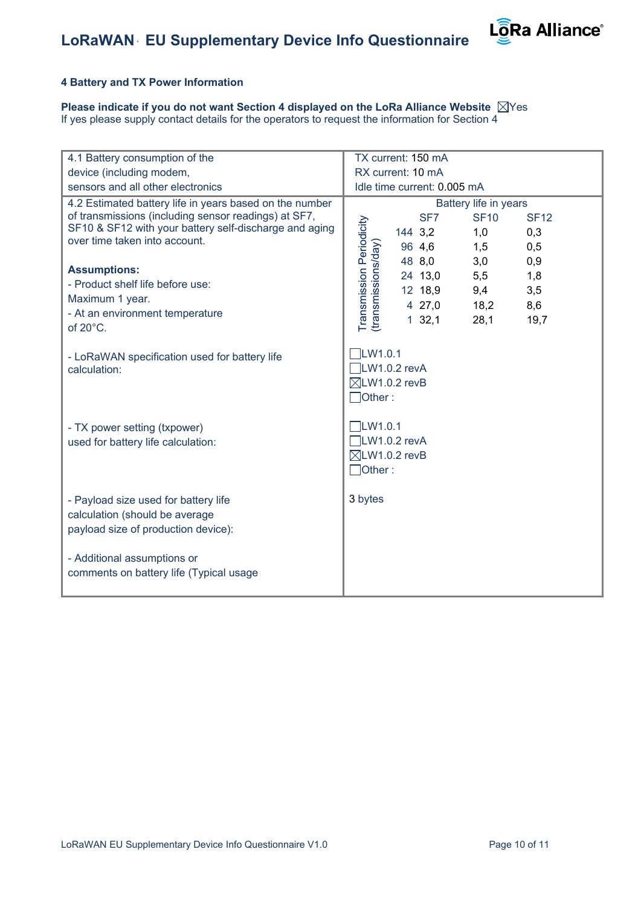## 4 Battery and TX Power Information

**Please indicate if you do not want Section 4 displayed on the LoRa Alliance Website** ☒Yes
If yes please supply contact details for the operators to request the information for Section 4

| | |
|---|---|
| 4.1 Battery consumption of the device (including modem, sensors and all other electronics | TX current: 150 mA<br>RX current: 10 mA<br>Idle time current: 0.005 mA |
| 4.2 Estimated battery life in years based on the number of transmissions (including sensor readings) at SF7, SF10 & SF12 with your battery self-discharge and aging over time taken into account.<br><br>**Assumptions:**<br>- Product shelf life before use: Maximum 1 year.<br>- At an environment temperature of 20°C. | Battery life in years (see table below) |
| - LoRaWAN specification used for battery life calculation: | ☐LW1.0.1<br>☐LW1.0.2 revA<br>☒LW1.0.2 revB<br>☐Other : |
| - TX power setting (txpower) used for battery life calculation: | ☐LW1.0.1<br>☐LW1.0.2 revA<br>☒LW1.0.2 revB<br>☐Other : |
| - Payload size used for battery life calculation (should be average payload size of production device): | 3 bytes |
| - Additional assumptions or comments on battery life (Typical usage | |

Battery life in years:

| Transmission Periodicity (transmissions/day) | SF7 | SF10 | SF12 |
|---|---|---|---|
| 144 | 3,2 | 1,0 | 0,3 |
| 96 | 4,6 | 1,5 | 0,5 |
| 48 | 8,0 | 3,0 | 0,9 |
| 24 | 13,0 | 5,5 | 1,8 |
| 12 | 18,9 | 9,4 | 3,5 |
| 4 | 27,0 | 18,2 | 8,6 |
| 1 | 32,1 | 28,1 | 19,7 |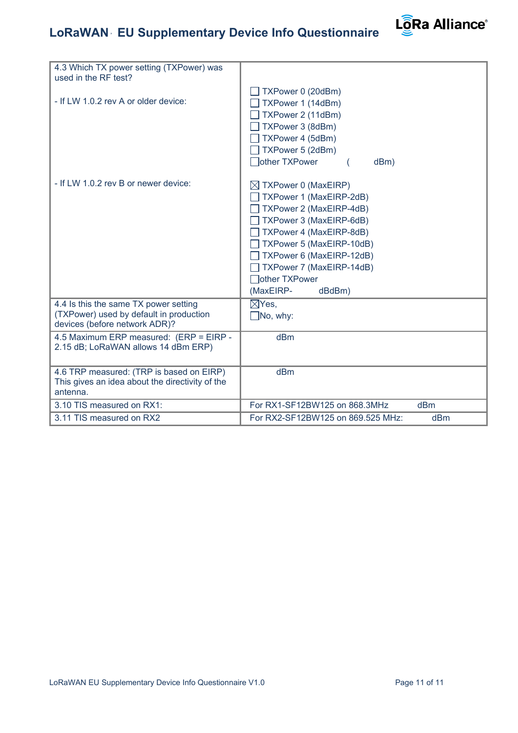| | |
|---|---|
| 4.3 Which TX power setting (TXPower) was used in the RF test?<br><br>- If LW 1.0.2 rev A or older device:<br><br><br><br><br><br><br>- If LW 1.0.2 rev B or newer device: | <br>☐ TXPower 0 (20dBm)<br>☐ TXPower 1 (14dBm)<br>☐ TXPower 2 (11dBm)<br>☐ TXPower 3 (8dBm)<br>☐ TXPower 4 (5dBm)<br>☐ TXPower 5 (2dBm)<br>☐ other TXPower ( dBm)<br><br>☒ TXPower 0 (MaxEIRP)<br>☐ TXPower 1 (MaxEIRP-2dB)<br>☐ TXPower 2 (MaxEIRP-4dB)<br>☐ TXPower 3 (MaxEIRP-6dB)<br>☐ TXPower 4 (MaxEIRP-8dB)<br>☐ TXPower 5 (MaxEIRP-10dB)<br>☐ TXPower 6 (MaxEIRP-12dB)<br>☐ TXPower 7 (MaxEIRP-14dB)<br>☐ other TXPower<br>(MaxEIRP- dBdBm) |
| 4.4 Is this the same TX power setting (TXPower) used by default in production devices (before network ADR)? | ☒ Yes,<br>☐ No, why: |
| 4.5 Maximum ERP measured: (ERP = EIRP - 2.15 dB; LoRaWAN allows 14 dBm ERP) | dBm |
| 4.6 TRP measured: (TRP is based on EIRP) This gives an idea about the directivity of the antenna. | dBm |
| 3.10 TIS measured on RX1: | For RX1-SF12BW125 on 868.3MHz dBm |
| 3.11 TIS measured on RX2 | For RX2-SF12BW125 on 869.525 MHz: dBm |